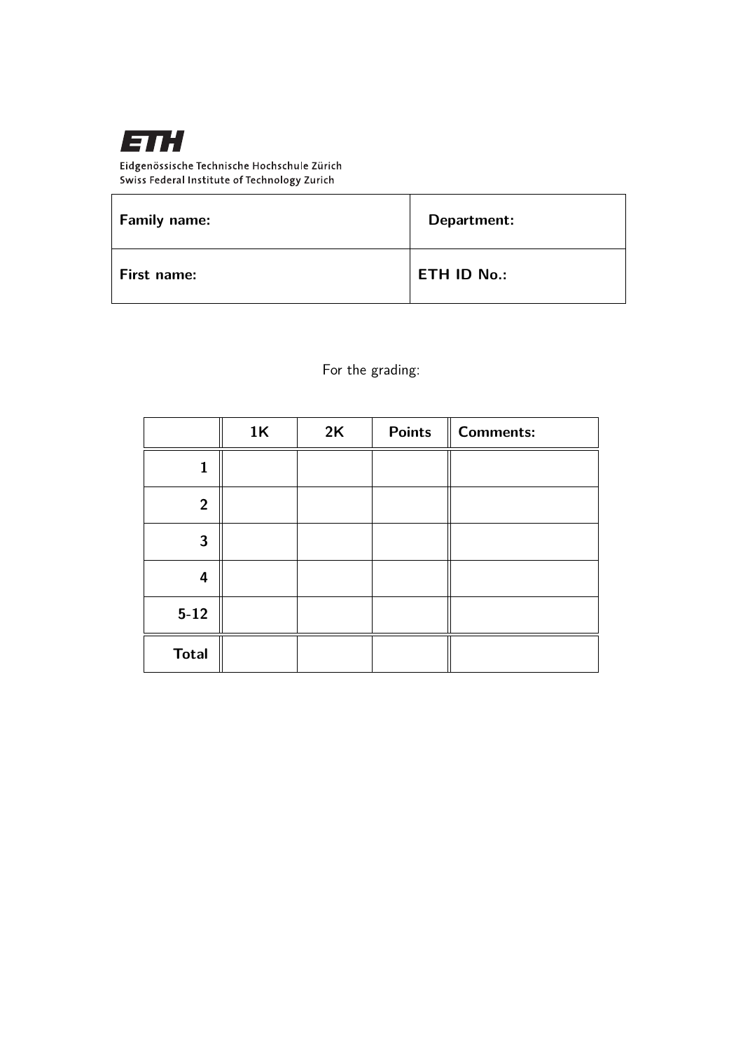**ETH**

Eidgenössische Technische Hochschule Zürich
Swiss Federal Institute of Technology Zurich

| **Family name:** | **Department:** |
| --- | --- |
| **First name:** | **ETH ID No.:** |

For the grading:

| | **1K** | **2K** | **Points** | **Comments:** |
| --- | --- | --- | --- | --- |
| **1** | | | | |
| **2** | | | | |
| **3** | | | | |
| **4** | | | | |
| **5-12** | | | | |
| **Total** | | | | |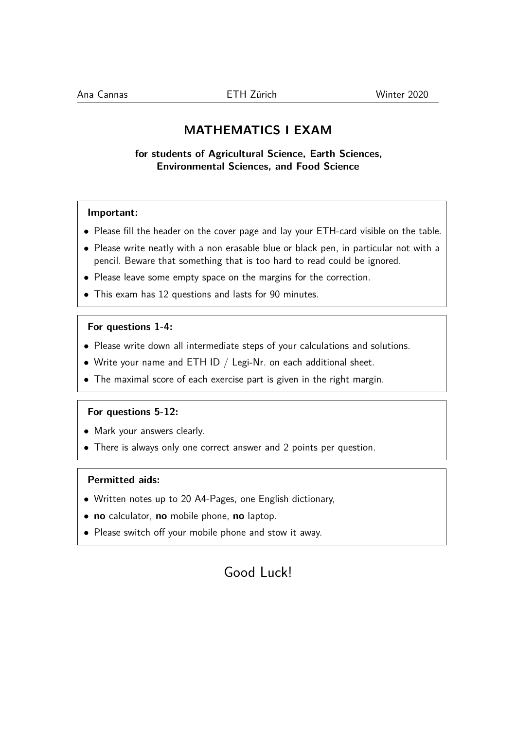Ana Cannas | ETH Zürich | Winter 2020

# MATHEMATICS I EXAM

**for students of Agricultural Science, Earth Sciences, Environmental Sciences, and Food Science**

**Important:**

- Please fill the header on the cover page and lay your ETH-card visible on the table.
- Please write neatly with a non erasable blue or black pen, in particular not with a pencil. Beware that something that is too hard to read could be ignored.
- Please leave some empty space on the margins for the correction.
- This exam has 12 questions and lasts for 90 minutes.

**For questions 1-4:**

- Please write down all intermediate steps of your calculations and solutions.
- Write your name and ETH ID / Legi-Nr. on each additional sheet.
- The maximal score of each exercise part is given in the right margin.

**For questions 5-12:**

- Mark your answers clearly.
- There is always only one correct answer and 2 points per question.

**Permitted aids:**

- Written notes up to 20 A4-Pages, one English dictionary,
- **no** calculator, **no** mobile phone, **no** laptop.
- Please switch off your mobile phone and stow it away.

Good Luck!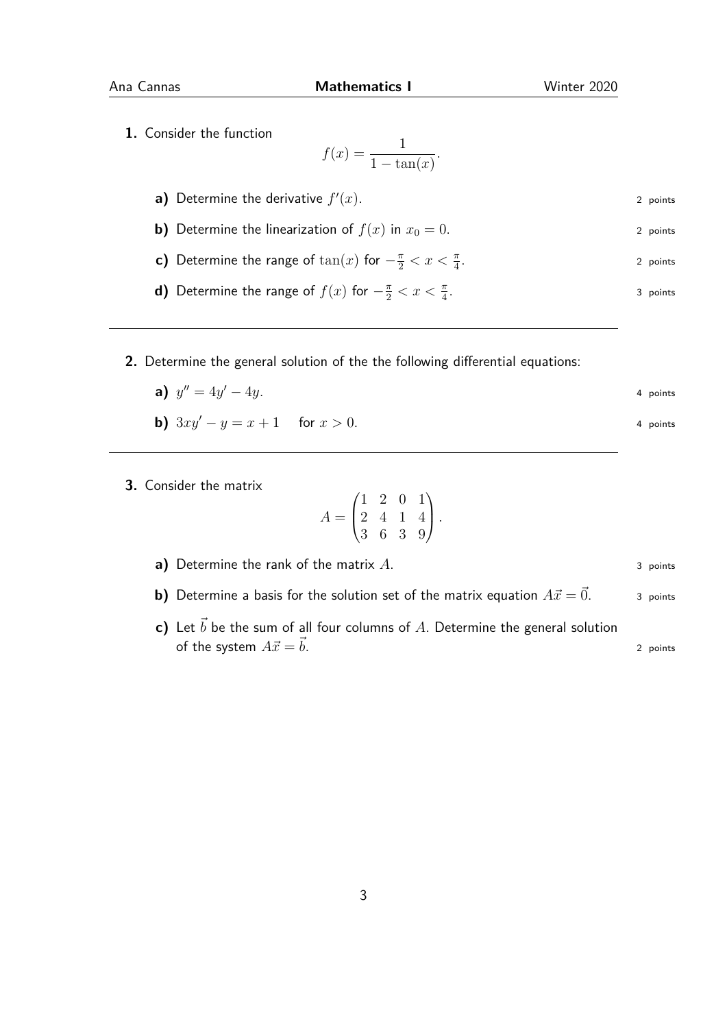**1.** Consider the function

$$f(x) = \frac{1}{1 - \tan(x)}.$$

**a)** Determine the derivative $f'(x)$. 2 points

**b)** Determine the linearization of $f(x)$ in $x_0 = 0$. 2 points

**c)** Determine the range of $\tan(x)$ for $-\frac{\pi}{2} < x < \frac{\pi}{4}$. 2 points

**d)** Determine the range of $f(x)$ for $-\frac{\pi}{2} < x < \frac{\pi}{4}$. 3 points

---

**2.** Determine the general solution of the the following differential equations:

**a)** $y'' = 4y' - 4y$. 4 points

**b)** $3xy' - y = x + 1 \quad$ for $x > 0$. 4 points

---

**3.** Consider the matrix

$$A = \begin{pmatrix} 1 & 2 & 0 & 1 \\ 2 & 4 & 1 & 4 \\ 3 & 6 & 3 & 9 \end{pmatrix}.$$

**a)** Determine the rank of the matrix $A$. 3 points

**b)** Determine a basis for the solution set of the matrix equation $A\vec{x} = \vec{0}$. 3 points

**c)** Let $\vec{b}$ be the sum of all four columns of $A$. Determine the general solution of the system $A\vec{x} = \vec{b}$. 2 points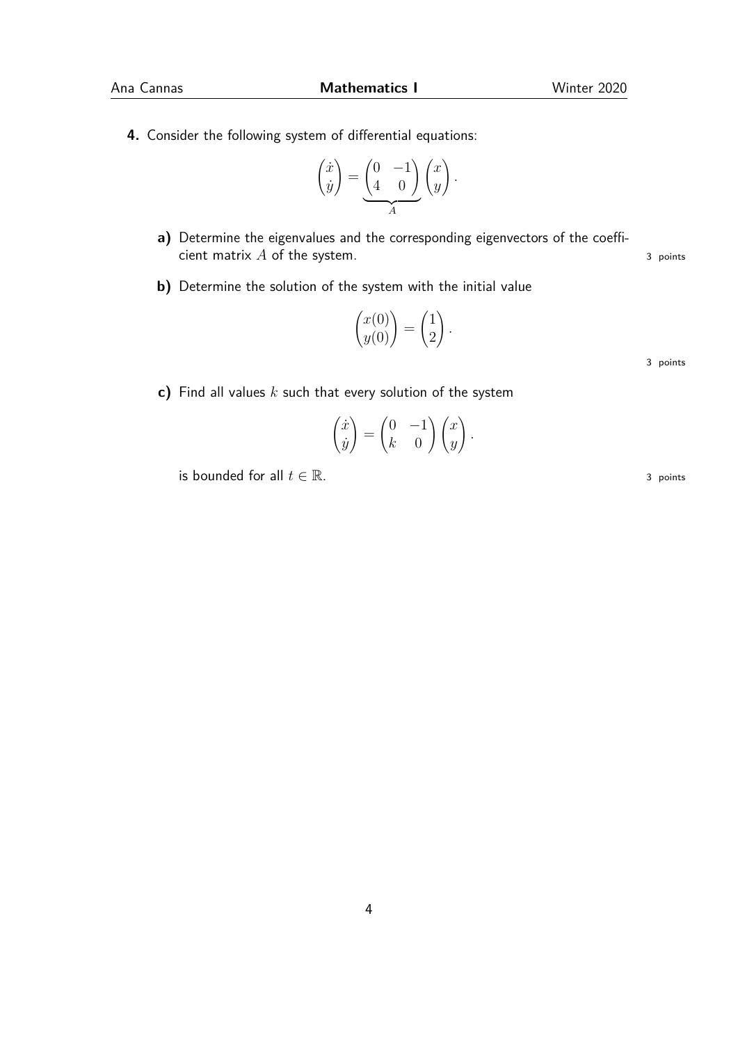**4.** Consider the following system of differential equations:

$$\begin{pmatrix} \dot{x} \\ \dot{y} \end{pmatrix} = \underbrace{\begin{pmatrix} 0 & -1 \\ 4 & 0 \end{pmatrix}}_{A} \begin{pmatrix} x \\ y \end{pmatrix}.$$

**a)** Determine the eigenvalues and the corresponding eigenvectors of the coefficient matrix $A$ of the system. 3 points

**b)** Determine the solution of the system with the initial value

$$\begin{pmatrix} x(0) \\ y(0) \end{pmatrix} = \begin{pmatrix} 1 \\ 2 \end{pmatrix}.$$

3 points

**c)** Find all values $k$ such that every solution of the system

$$\begin{pmatrix} \dot{x} \\ \dot{y} \end{pmatrix} = \begin{pmatrix} 0 & -1 \\ k & 0 \end{pmatrix} \begin{pmatrix} x \\ y \end{pmatrix}.$$

is bounded for all $t \in \mathbb{R}$. 3 points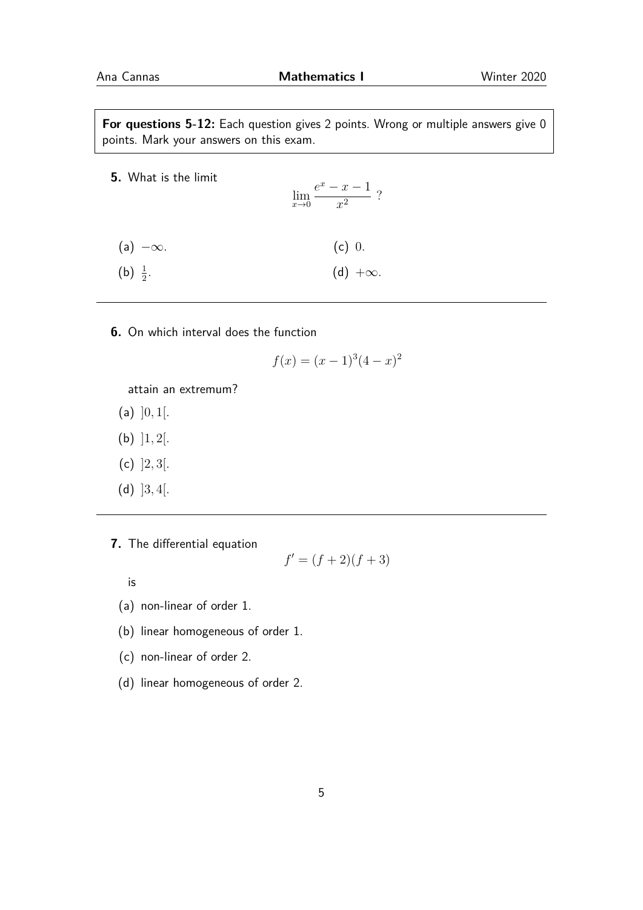**For questions 5-12:** Each question gives 2 points. Wrong or multiple answers give 0 points. Mark your answers on this exam.

**5.** What is the limit

$$\lim_{x \to 0} \frac{e^x - x - 1}{x^2} \; ?$$

(a) $-\infty$.

(b) $\frac{1}{2}$.

(c) $0$.

(d) $+\infty$.

---

**6.** On which interval does the function

$$f(x) = (x-1)^3(4-x)^2$$

attain an extremum?

(a) $]0, 1[$.

(b) $]1, 2[$.

(c) $]2, 3[$.

(d) $]3, 4[$.

---

**7.** The differential equation

$$f' = (f+2)(f+3)$$

is

(a) non-linear of order 1.

(b) linear homogeneous of order 1.

(c) non-linear of order 2.

(d) linear homogeneous of order 2.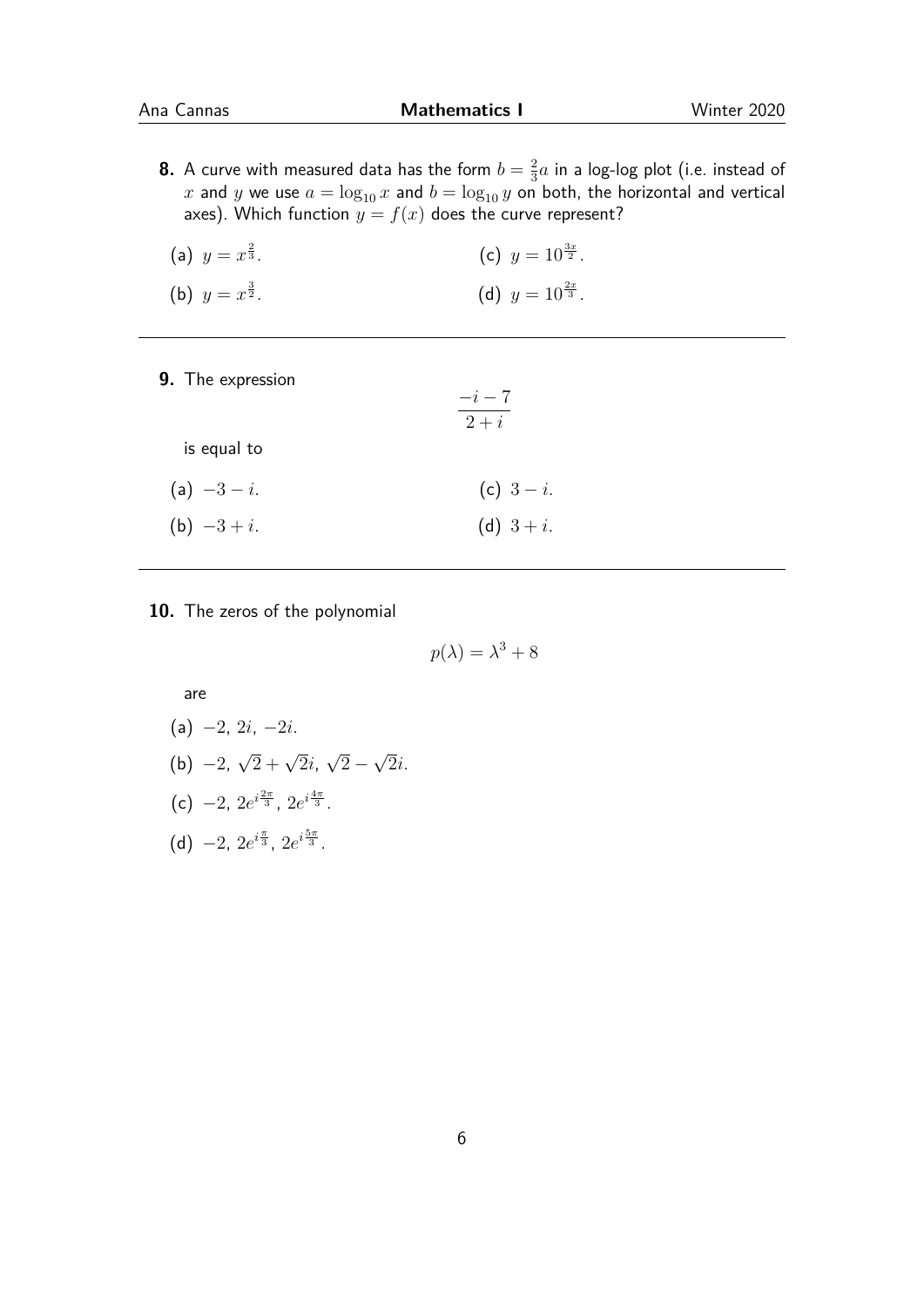**8.** A curve with measured data has the form $b = \frac{2}{3}a$ in a log-log plot (i.e. instead of $x$ and $y$ we use $a = \log_{10} x$ and $b = \log_{10} y$ on both, the horizontal and vertical axes). Which function $y = f(x)$ does the curve represent?

(a) $y = x^{\frac{2}{3}}$.

(b) $y = x^{\frac{3}{2}}$.

(c) $y = 10^{\frac{3x}{2}}$.

(d) $y = 10^{\frac{2x}{3}}$.

---

**9.** The expression

$$\frac{-i-7}{2+i}$$

is equal to

(a) $-3-i$.

(b) $-3+i$.

(c) $3-i$.

(d) $3+i$.

---

**10.** The zeros of the polynomial

$$p(\lambda) = \lambda^3 + 8$$

are

(a) $-2$, $2i$, $-2i$.

(b) $-2$, $\sqrt{2}+\sqrt{2}i$, $\sqrt{2}-\sqrt{2}i$.

(c) $-2$, $2e^{i\frac{2\pi}{3}}$, $2e^{i\frac{4\pi}{3}}$.

(d) $-2$, $2e^{i\frac{\pi}{3}}$, $2e^{i\frac{5\pi}{3}}$.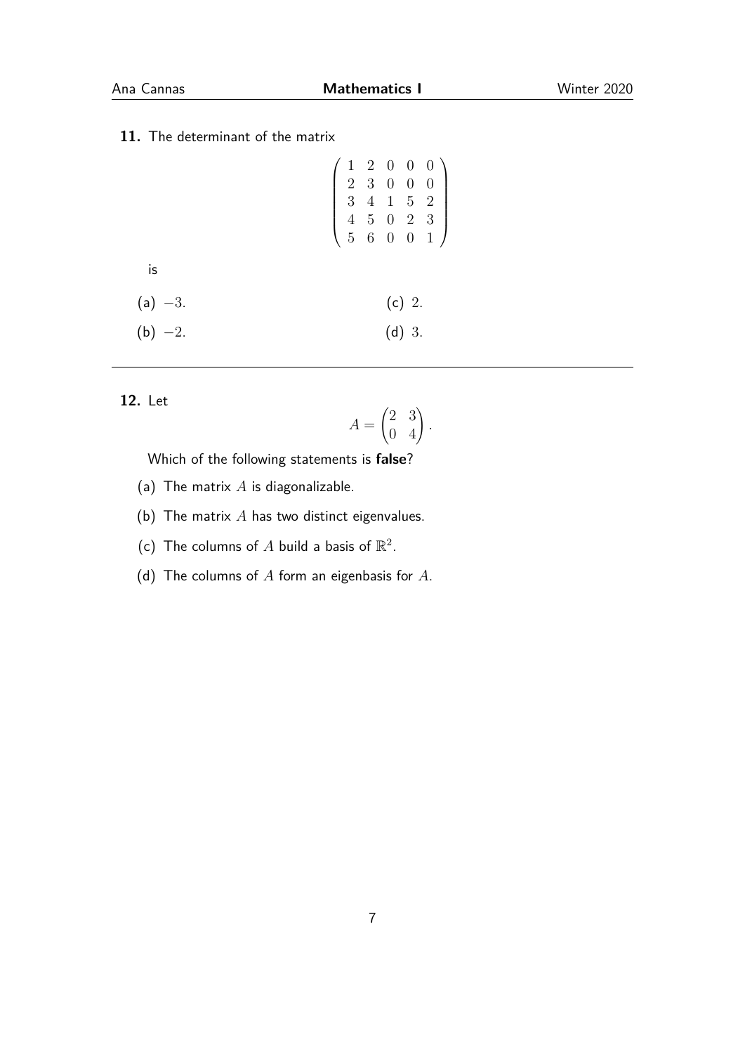**11.** The determinant of the matrix

$$\begin{pmatrix} 1 & 2 & 0 & 0 & 0 \\ 2 & 3 & 0 & 0 & 0 \\ 3 & 4 & 1 & 5 & 2 \\ 4 & 5 & 0 & 2 & 3 \\ 5 & 6 & 0 & 0 & 1 \end{pmatrix}$$

is

(a) $-3$.

(b) $-2$.

(c) $2$.

(d) $3$.

---

**12.** Let

$$A = \begin{pmatrix} 2 & 3 \\ 0 & 4 \end{pmatrix}.$$

Which of the following statements is **false**?

(a) The matrix $A$ is diagonalizable.

(b) The matrix $A$ has two distinct eigenvalues.

(c) The columns of $A$ build a basis of $\mathbb{R}^2$.

(d) The columns of $A$ form an eigenbasis for $A$.